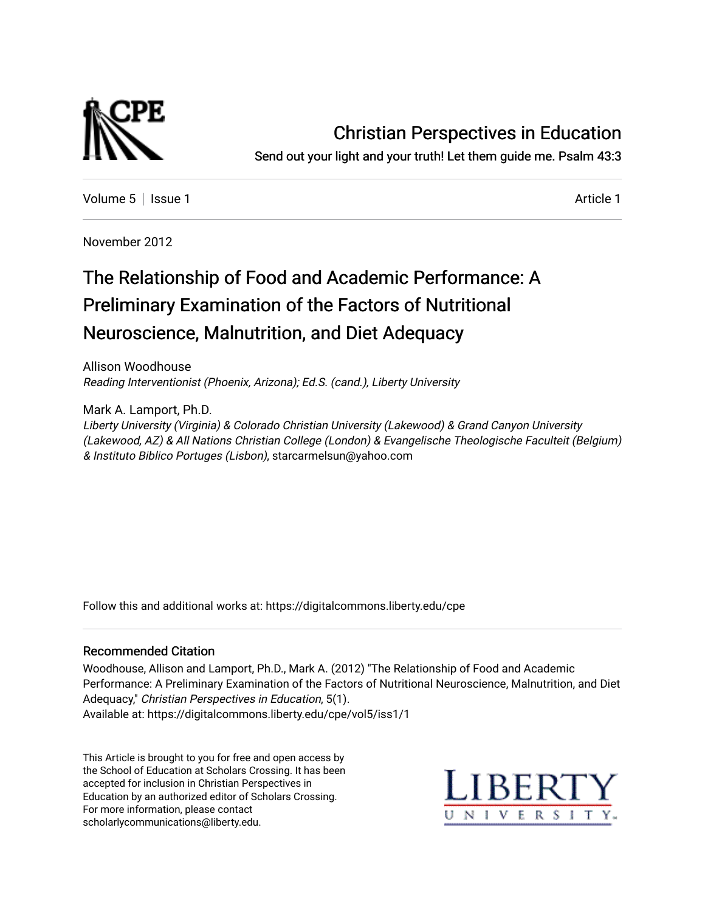# Christian Perspectives in Education

Send out your light and your truth! Let them guide me. Psalm 43:3

Volume 5 | Issue 1 Article 1

November 2012

# The Relationship of Food and Academic Performance: A Preliminary Examination of the Factors of Nutritional Neuroscience, Malnutrition, and Diet Adequacy

Allison Woodhouse
*Reading Interventionist (Phoenix, Arizona); Ed.S. (cand.), Liberty University*

Mark A. Lamport, Ph.D.
*Liberty University (Virginia) & Colorado Christian University (Lakewood) & Grand Canyon University (Lakewood, AZ) & All Nations Christian College (London) & Evangelische Theologische Faculteit (Belgium) & Instituto Biblico Portuges (Lisbon)*, starcarmelsun@yahoo.com

Follow this and additional works at: https://digitalcommons.liberty.edu/cpe

## Recommended Citation

Woodhouse, Allison and Lamport, Ph.D., Mark A. (2012) "The Relationship of Food and Academic Performance: A Preliminary Examination of the Factors of Nutritional Neuroscience, Malnutrition, and Diet Adequacy," *Christian Perspectives in Education*, 5(1).
Available at: https://digitalcommons.liberty.edu/cpe/vol5/iss1/1

This Article is brought to you for free and open access by the School of Education at Scholars Crossing. It has been accepted for inclusion in Christian Perspectives in Education by an authorized editor of Scholars Crossing. For more information, please contact scholarlycommunications@liberty.edu.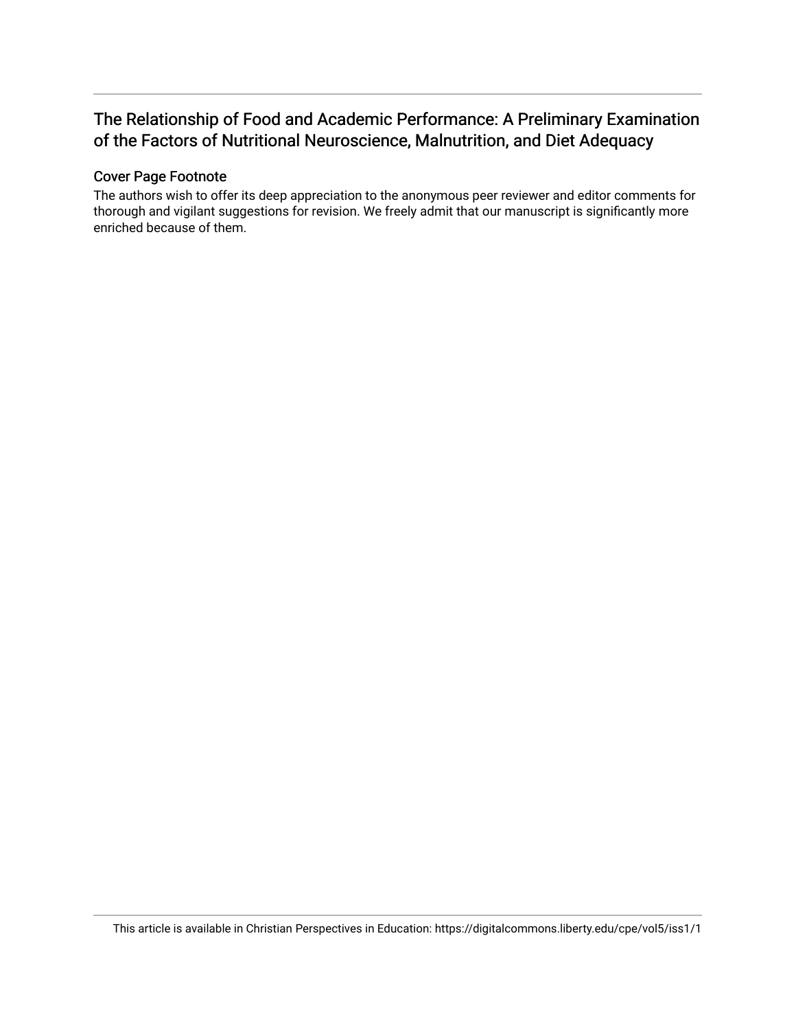# The Relationship of Food and Academic Performance: A Preliminary Examination of the Factors of Nutritional Neuroscience, Malnutrition, and Diet Adequacy

## Cover Page Footnote

The authors wish to offer its deep appreciation to the anonymous peer reviewer and editor comments for thorough and vigilant suggestions for revision. We freely admit that our manuscript is significantly more enriched because of them.

This article is available in Christian Perspectives in Education: https://digitalcommons.liberty.edu/cpe/vol5/iss1/1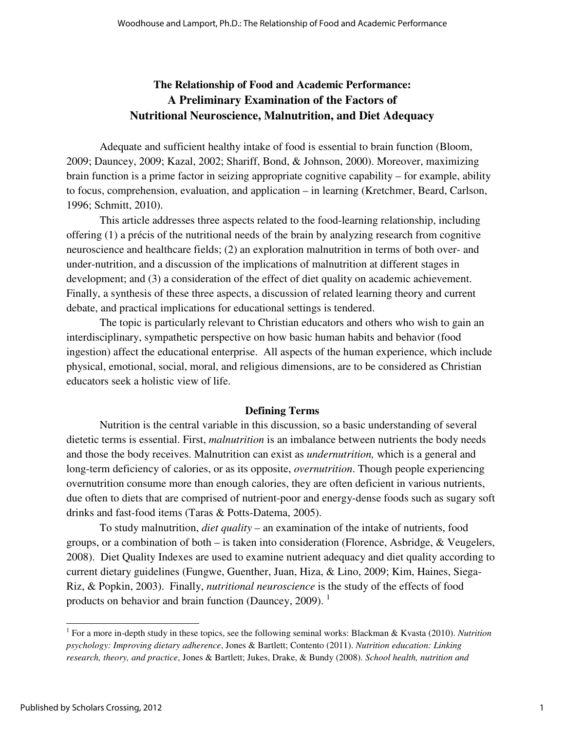# The Relationship of Food and Academic Performance: A Preliminary Examination of the Factors of Nutritional Neuroscience, Malnutrition, and Diet Adequacy

Adequate and sufficient healthy intake of food is essential to brain function (Bloom, 2009; Dauncey, 2009; Kazal, 2002; Shariff, Bond, & Johnson, 2000). Moreover, maximizing brain function is a prime factor in seizing appropriate cognitive capability – for example, ability to focus, comprehension, evaluation, and application – in learning (Kretchmer, Beard, Carlson, 1996; Schmitt, 2010).

This article addresses three aspects related to the food-learning relationship, including offering (1) a précis of the nutritional needs of the brain by analyzing research from cognitive neuroscience and healthcare fields; (2) an exploration malnutrition in terms of both over- and under-nutrition, and a discussion of the implications of malnutrition at different stages in development; and (3) a consideration of the effect of diet quality on academic achievement. Finally, a synthesis of these three aspects, a discussion of related learning theory and current debate, and practical implications for educational settings is tendered.

The topic is particularly relevant to Christian educators and others who wish to gain an interdisciplinary, sympathetic perspective on how basic human habits and behavior (food ingestion) affect the educational enterprise. All aspects of the human experience, which include physical, emotional, social, moral, and religious dimensions, are to be considered as Christian educators seek a holistic view of life.

## Defining Terms

Nutrition is the central variable in this discussion, so a basic understanding of several dietetic terms is essential. First, *malnutrition* is an imbalance between nutrients the body needs and those the body receives. Malnutrition can exist as *undernutrition,* which is a general and long-term deficiency of calories, or as its opposite, *overnutrition*. Though people experiencing overnutrition consume more than enough calories, they are often deficient in various nutrients, due often to diets that are comprised of nutrient-poor and energy-dense foods such as sugary soft drinks and fast-food items (Taras & Potts-Datema, 2005).

To study malnutrition, *diet quality* – an examination of the intake of nutrients, food groups, or a combination of both – is taken into consideration (Florence, Asbridge, & Veugelers, 2008). Diet Quality Indexes are used to examine nutrient adequacy and diet quality according to current dietary guidelines (Fungwe, Guenther, Juan, Hiza, & Lino, 2009; Kim, Haines, Siega-Riz, & Popkin, 2003). Finally, *nutritional neuroscience* is the study of the effects of food products on behavior and brain function (Dauncey, 2009). [1]

[1] For a more in-depth study in these topics, see the following seminal works: Blackman & Kvasta (2010). *Nutrition psychology: Improving dietary adherence*, Jones & Bartlett; Contento (2011). *Nutrition education: Linking research, theory, and practice*, Jones & Bartlett; Jukes, Drake, & Bundy (2008). *School health, nutrition and*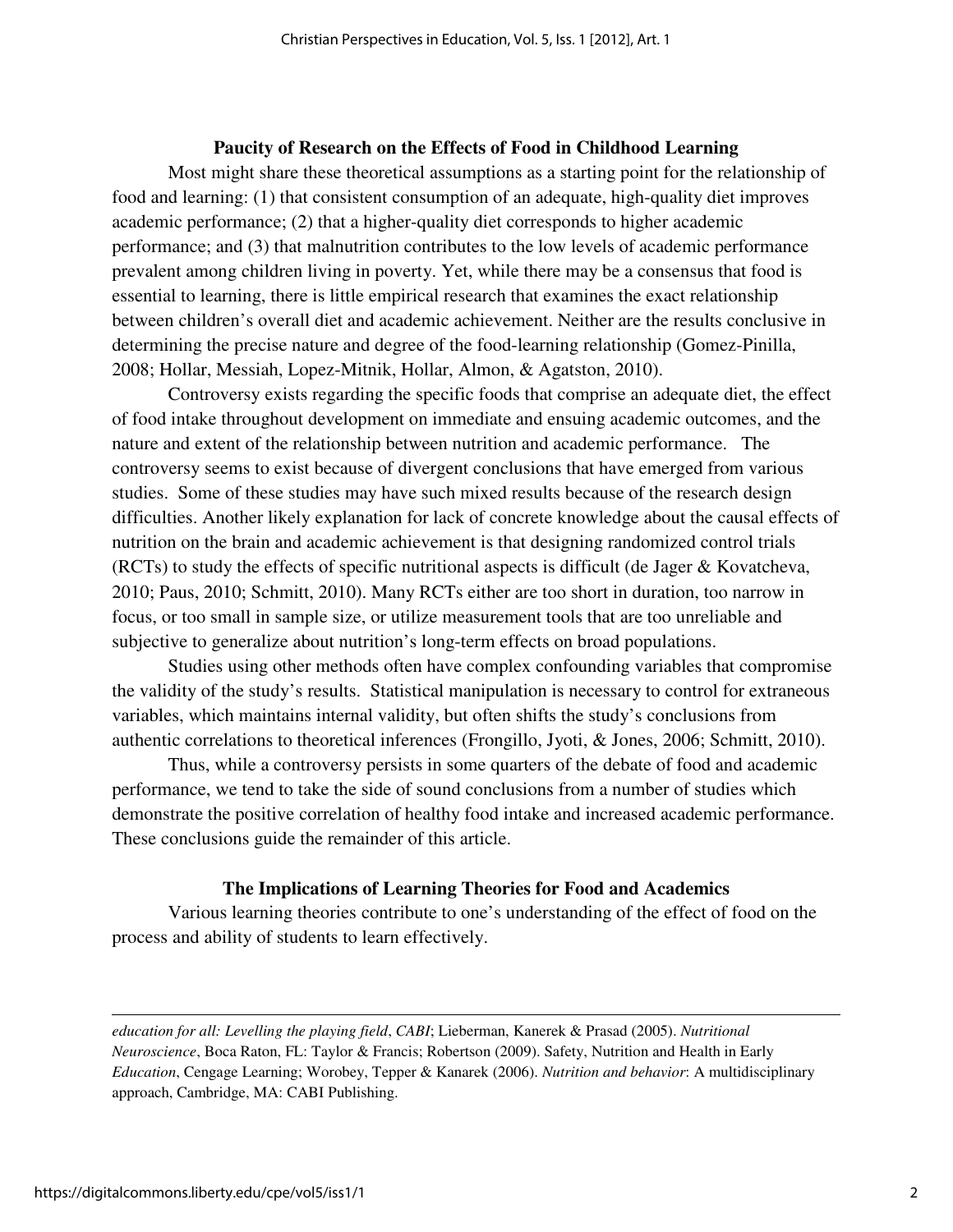## Paucity of Research on the Effects of Food in Childhood Learning

Most might share these theoretical assumptions as a starting point for the relationship of food and learning: (1) that consistent consumption of an adequate, high-quality diet improves academic performance; (2) that a higher-quality diet corresponds to higher academic performance; and (3) that malnutrition contributes to the low levels of academic performance prevalent among children living in poverty. Yet, while there may be a consensus that food is essential to learning, there is little empirical research that examines the exact relationship between children's overall diet and academic achievement. Neither are the results conclusive in determining the precise nature and degree of the food-learning relationship (Gomez-Pinilla, 2008; Hollar, Messiah, Lopez-Mitnik, Hollar, Almon, & Agatston, 2010).

Controversy exists regarding the specific foods that comprise an adequate diet, the effect of food intake throughout development on immediate and ensuing academic outcomes, and the nature and extent of the relationship between nutrition and academic performance. The controversy seems to exist because of divergent conclusions that have emerged from various studies. Some of these studies may have such mixed results because of the research design difficulties. Another likely explanation for lack of concrete knowledge about the causal effects of nutrition on the brain and academic achievement is that designing randomized control trials (RCTs) to study the effects of specific nutritional aspects is difficult (de Jager & Kovatcheva, 2010; Paus, 2010; Schmitt, 2010). Many RCTs either are too short in duration, too narrow in focus, or too small in sample size, or utilize measurement tools that are too unreliable and subjective to generalize about nutrition's long-term effects on broad populations.

Studies using other methods often have complex confounding variables that compromise the validity of the study's results. Statistical manipulation is necessary to control for extraneous variables, which maintains internal validity, but often shifts the study's conclusions from authentic correlations to theoretical inferences (Frongillo, Jyoti, & Jones, 2006; Schmitt, 2010).

Thus, while a controversy persists in some quarters of the debate of food and academic performance, we tend to take the side of sound conclusions from a number of studies which demonstrate the positive correlation of healthy food intake and increased academic performance. These conclusions guide the remainder of this article.

## The Implications of Learning Theories for Food and Academics

Various learning theories contribute to one's understanding of the effect of food on the process and ability of students to learn effectively.

---

*education for all: Levelling the playing field*, *CABI*; Lieberman, Kanerek & Prasad (2005). *Nutritional Neuroscience*, Boca Raton, FL: Taylor & Francis; Robertson (2009). Safety, Nutrition and Health in Early *Education*, Cengage Learning; Worobey, Tepper & Kanarek (2006). *Nutrition and behavior*: A multidisciplinary approach, Cambridge, MA: CABI Publishing.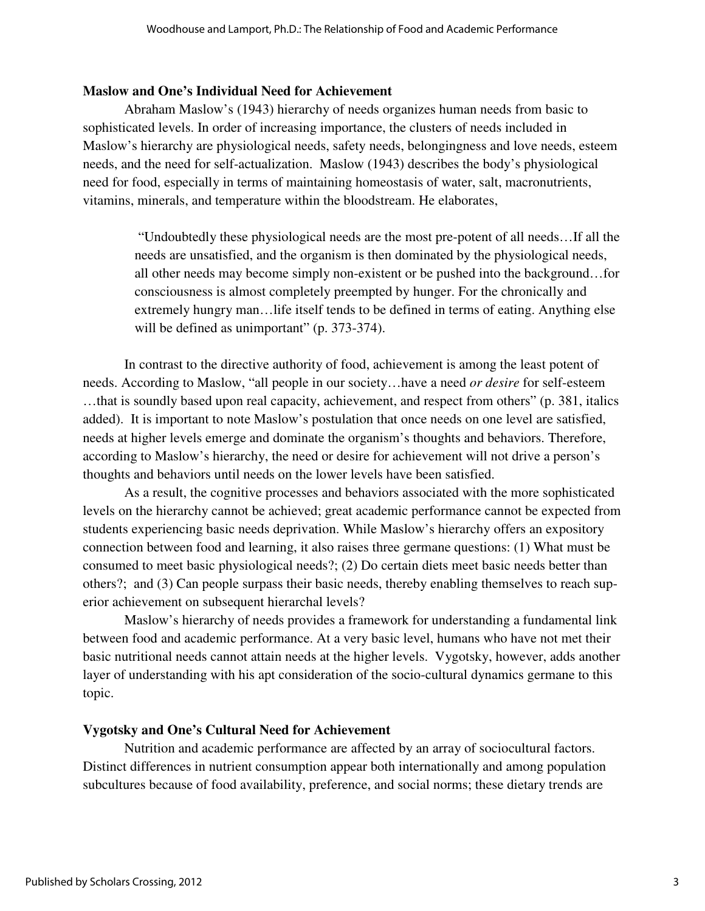### Maslow and One's Individual Need for Achievement

Abraham Maslow's (1943) hierarchy of needs organizes human needs from basic to sophisticated levels. In order of increasing importance, the clusters of needs included in Maslow's hierarchy are physiological needs, safety needs, belongingness and love needs, esteem needs, and the need for self-actualization. Maslow (1943) describes the body's physiological need for food, especially in terms of maintaining homeostasis of water, salt, macronutrients, vitamins, minerals, and temperature within the bloodstream. He elaborates,

> "Undoubtedly these physiological needs are the most pre-potent of all needs…If all the needs are unsatisfied, and the organism is then dominated by the physiological needs, all other needs may become simply non-existent or be pushed into the background…for consciousness is almost completely preempted by hunger. For the chronically and extremely hungry man…life itself tends to be defined in terms of eating. Anything else will be defined as unimportant" (p. 373-374).

In contrast to the directive authority of food, achievement is among the least potent of needs. According to Maslow, "all people in our society…have a need *or desire* for self-esteem …that is soundly based upon real capacity, achievement, and respect from others" (p. 381, italics added). It is important to note Maslow's postulation that once needs on one level are satisfied, needs at higher levels emerge and dominate the organism's thoughts and behaviors. Therefore, according to Maslow's hierarchy, the need or desire for achievement will not drive a person's thoughts and behaviors until needs on the lower levels have been satisfied.

As a result, the cognitive processes and behaviors associated with the more sophisticated levels on the hierarchy cannot be achieved; great academic performance cannot be expected from students experiencing basic needs deprivation. While Maslow's hierarchy offers an expository connection between food and learning, it also raises three germane questions: (1) What must be consumed to meet basic physiological needs?; (2) Do certain diets meet basic needs better than others?; and (3) Can people surpass their basic needs, thereby enabling themselves to reach superior achievement on subsequent hierarchal levels?

Maslow's hierarchy of needs provides a framework for understanding a fundamental link between food and academic performance. At a very basic level, humans who have not met their basic nutritional needs cannot attain needs at the higher levels. Vygotsky, however, adds another layer of understanding with his apt consideration of the socio-cultural dynamics germane to this topic.

### Vygotsky and One's Cultural Need for Achievement

Nutrition and academic performance are affected by an array of sociocultural factors. Distinct differences in nutrient consumption appear both internationally and among population subcultures because of food availability, preference, and social norms; these dietary trends are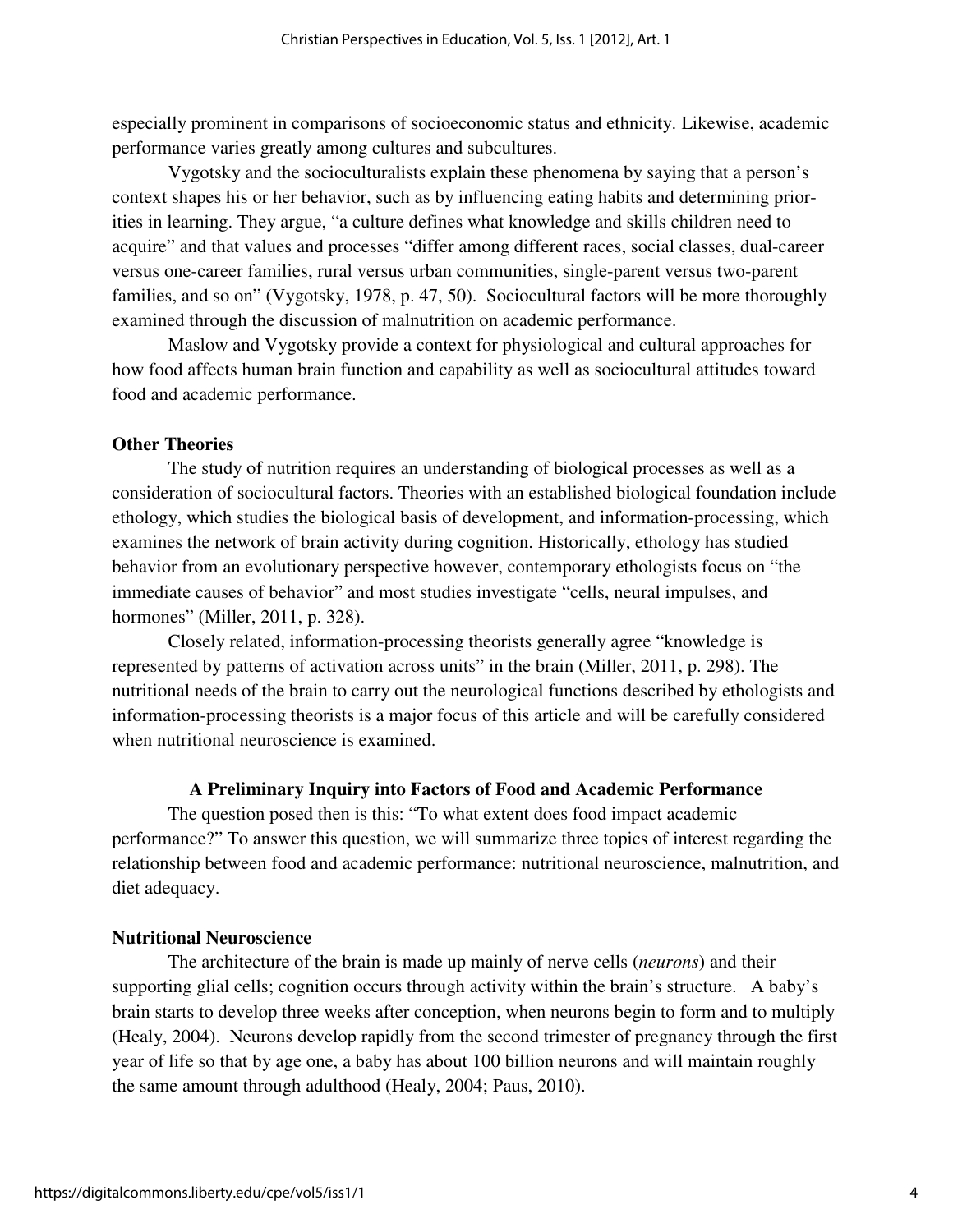especially prominent in comparisons of socioeconomic status and ethnicity. Likewise, academic performance varies greatly among cultures and subcultures.

Vygotsky and the socioculturalists explain these phenomena by saying that a person's context shapes his or her behavior, such as by influencing eating habits and determining priorities in learning. They argue, "a culture defines what knowledge and skills children need to acquire" and that values and processes "differ among different races, social classes, dual-career versus one-career families, rural versus urban communities, single-parent versus two-parent families, and so on" (Vygotsky, 1978, p. 47, 50). Sociocultural factors will be more thoroughly examined through the discussion of malnutrition on academic performance.

Maslow and Vygotsky provide a context for physiological and cultural approaches for how food affects human brain function and capability as well as sociocultural attitudes toward food and academic performance.

### Other Theories

The study of nutrition requires an understanding of biological processes as well as a consideration of sociocultural factors. Theories with an established biological foundation include ethology, which studies the biological basis of development, and information-processing, which examines the network of brain activity during cognition. Historically, ethology has studied behavior from an evolutionary perspective however, contemporary ethologists focus on "the immediate causes of behavior" and most studies investigate "cells, neural impulses, and hormones" (Miller, 2011, p. 328).

Closely related, information-processing theorists generally agree "knowledge is represented by patterns of activation across units" in the brain (Miller, 2011, p. 298). The nutritional needs of the brain to carry out the neurological functions described by ethologists and information-processing theorists is a major focus of this article and will be carefully considered when nutritional neuroscience is examined.

## A Preliminary Inquiry into Factors of Food and Academic Performance

The question posed then is this: "To what extent does food impact academic performance?" To answer this question, we will summarize three topics of interest regarding the relationship between food and academic performance: nutritional neuroscience, malnutrition, and diet adequacy.

### Nutritional Neuroscience

The architecture of the brain is made up mainly of nerve cells (*neurons*) and their supporting glial cells; cognition occurs through activity within the brain's structure. A baby's brain starts to develop three weeks after conception, when neurons begin to form and to multiply (Healy, 2004). Neurons develop rapidly from the second trimester of pregnancy through the first year of life so that by age one, a baby has about 100 billion neurons and will maintain roughly the same amount through adulthood (Healy, 2004; Paus, 2010).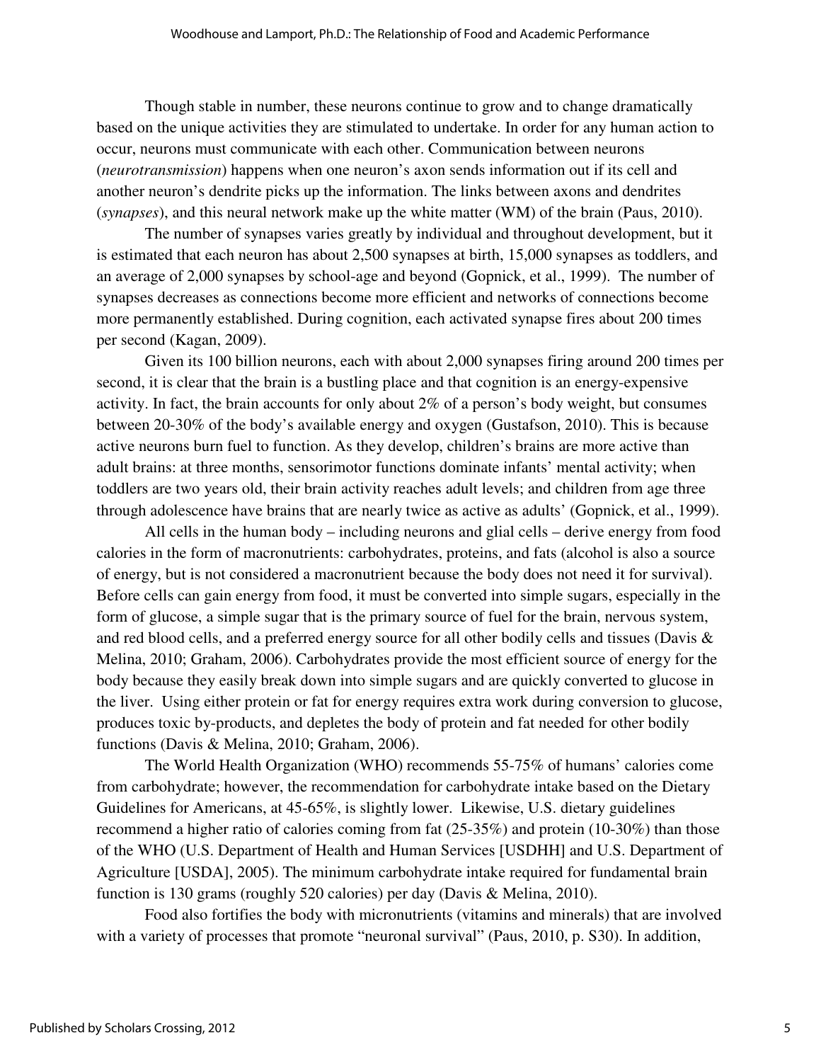Though stable in number, these neurons continue to grow and to change dramatically based on the unique activities they are stimulated to undertake. In order for any human action to occur, neurons must communicate with each other. Communication between neurons (*neurotransmission*) happens when one neuron's axon sends information out if its cell and another neuron's dendrite picks up the information. The links between axons and dendrites (*synapses*), and this neural network make up the white matter (WM) of the brain (Paus, 2010).

The number of synapses varies greatly by individual and throughout development, but it is estimated that each neuron has about 2,500 synapses at birth, 15,000 synapses as toddlers, and an average of 2,000 synapses by school-age and beyond (Gopnick, et al., 1999). The number of synapses decreases as connections become more efficient and networks of connections become more permanently established. During cognition, each activated synapse fires about 200 times per second (Kagan, 2009).

Given its 100 billion neurons, each with about 2,000 synapses firing around 200 times per second, it is clear that the brain is a bustling place and that cognition is an energy-expensive activity. In fact, the brain accounts for only about 2% of a person's body weight, but consumes between 20-30% of the body's available energy and oxygen (Gustafson, 2010). This is because active neurons burn fuel to function. As they develop, children's brains are more active than adult brains: at three months, sensorimotor functions dominate infants' mental activity; when toddlers are two years old, their brain activity reaches adult levels; and children from age three through adolescence have brains that are nearly twice as active as adults' (Gopnick, et al., 1999).

All cells in the human body – including neurons and glial cells – derive energy from food calories in the form of macronutrients: carbohydrates, proteins, and fats (alcohol is also a source of energy, but is not considered a macronutrient because the body does not need it for survival). Before cells can gain energy from food, it must be converted into simple sugars, especially in the form of glucose, a simple sugar that is the primary source of fuel for the brain, nervous system, and red blood cells, and a preferred energy source for all other bodily cells and tissues (Davis & Melina, 2010; Graham, 2006). Carbohydrates provide the most efficient source of energy for the body because they easily break down into simple sugars and are quickly converted to glucose in the liver. Using either protein or fat for energy requires extra work during conversion to glucose, produces toxic by-products, and depletes the body of protein and fat needed for other bodily functions (Davis & Melina, 2010; Graham, 2006).

The World Health Organization (WHO) recommends 55-75% of humans' calories come from carbohydrate; however, the recommendation for carbohydrate intake based on the Dietary Guidelines for Americans, at 45-65%, is slightly lower. Likewise, U.S. dietary guidelines recommend a higher ratio of calories coming from fat (25-35%) and protein (10-30%) than those of the WHO (U.S. Department of Health and Human Services [USDHH] and U.S. Department of Agriculture [USDA], 2005). The minimum carbohydrate intake required for fundamental brain function is 130 grams (roughly 520 calories) per day (Davis & Melina, 2010).

Food also fortifies the body with micronutrients (vitamins and minerals) that are involved with a variety of processes that promote "neuronal survival" (Paus, 2010, p. S30). In addition,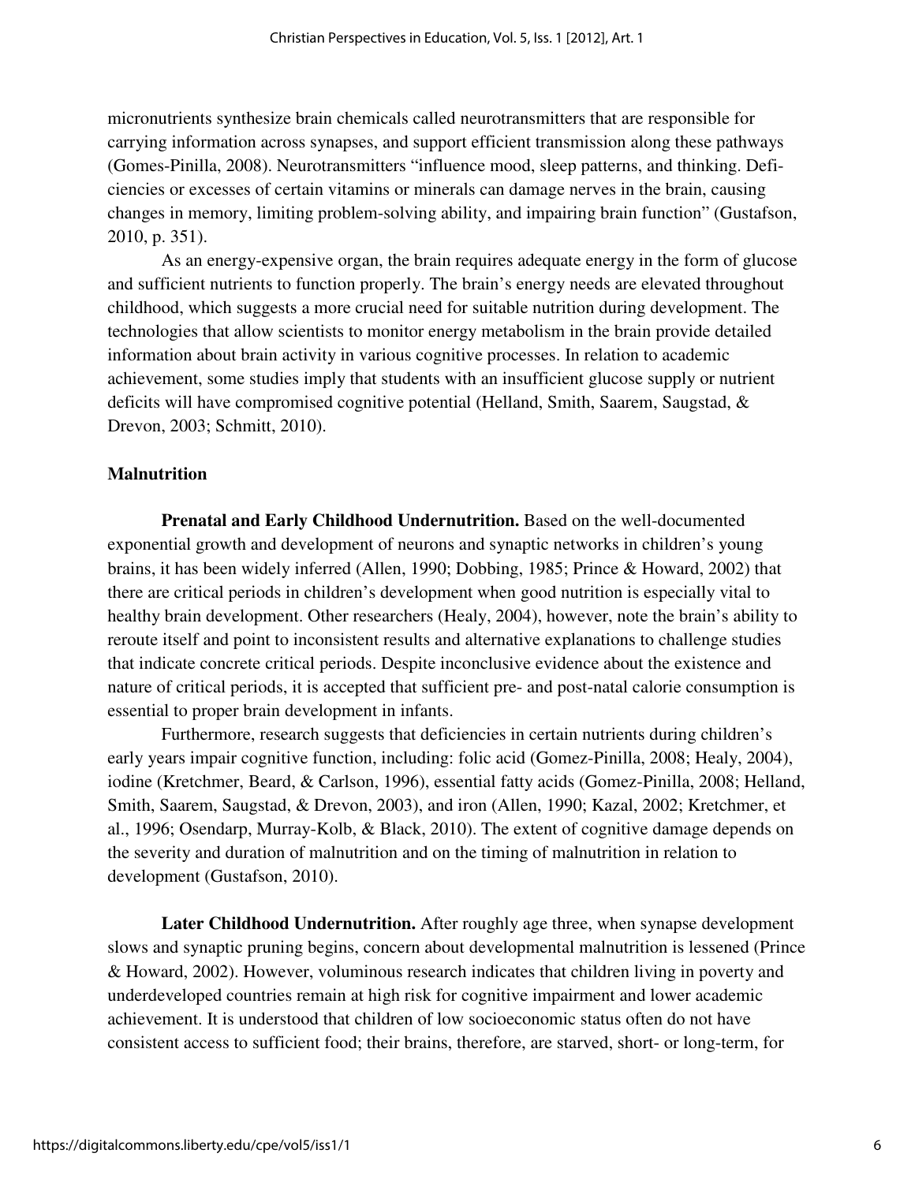micronutrients synthesize brain chemicals called neurotransmitters that are responsible for carrying information across synapses, and support efficient transmission along these pathways (Gomes-Pinilla, 2008). Neurotransmitters "influence mood, sleep patterns, and thinking. Deficiencies or excesses of certain vitamins or minerals can damage nerves in the brain, causing changes in memory, limiting problem-solving ability, and impairing brain function" (Gustafson, 2010, p. 351).

As an energy-expensive organ, the brain requires adequate energy in the form of glucose and sufficient nutrients to function properly. The brain's energy needs are elevated throughout childhood, which suggests a more crucial need for suitable nutrition during development. The technologies that allow scientists to monitor energy metabolism in the brain provide detailed information about brain activity in various cognitive processes. In relation to academic achievement, some studies imply that students with an insufficient glucose supply or nutrient deficits will have compromised cognitive potential (Helland, Smith, Saarem, Saugstad, & Drevon, 2003; Schmitt, 2010).

## Malnutrition

**Prenatal and Early Childhood Undernutrition.** Based on the well-documented exponential growth and development of neurons and synaptic networks in children's young brains, it has been widely inferred (Allen, 1990; Dobbing, 1985; Prince & Howard, 2002) that there are critical periods in children's development when good nutrition is especially vital to healthy brain development. Other researchers (Healy, 2004), however, note the brain's ability to reroute itself and point to inconsistent results and alternative explanations to challenge studies that indicate concrete critical periods. Despite inconclusive evidence about the existence and nature of critical periods, it is accepted that sufficient pre- and post-natal calorie consumption is essential to proper brain development in infants.

Furthermore, research suggests that deficiencies in certain nutrients during children's early years impair cognitive function, including: folic acid (Gomez-Pinilla, 2008; Healy, 2004), iodine (Kretchmer, Beard, & Carlson, 1996), essential fatty acids (Gomez-Pinilla, 2008; Helland, Smith, Saarem, Saugstad, & Drevon, 2003), and iron (Allen, 1990; Kazal, 2002; Kretchmer, et al., 1996; Osendarp, Murray-Kolb, & Black, 2010). The extent of cognitive damage depends on the severity and duration of malnutrition and on the timing of malnutrition in relation to development (Gustafson, 2010).

**Later Childhood Undernutrition.** After roughly age three, when synapse development slows and synaptic pruning begins, concern about developmental malnutrition is lessened (Prince & Howard, 2002). However, voluminous research indicates that children living in poverty and underdeveloped countries remain at high risk for cognitive impairment and lower academic achievement. It is understood that children of low socioeconomic status often do not have consistent access to sufficient food; their brains, therefore, are starved, short- or long-term, for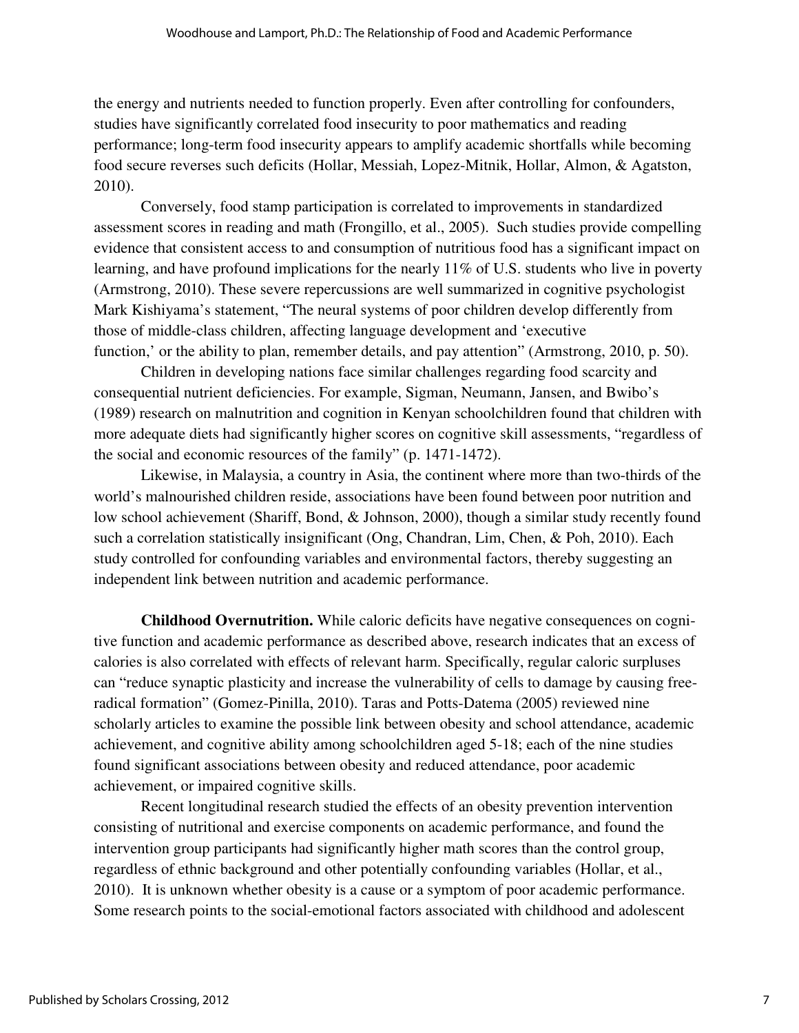the energy and nutrients needed to function properly. Even after controlling for confounders, studies have significantly correlated food insecurity to poor mathematics and reading performance; long-term food insecurity appears to amplify academic shortfalls while becoming food secure reverses such deficits (Hollar, Messiah, Lopez-Mitnik, Hollar, Almon, & Agatston, 2010).

Conversely, food stamp participation is correlated to improvements in standardized assessment scores in reading and math (Frongillo, et al., 2005). Such studies provide compelling evidence that consistent access to and consumption of nutritious food has a significant impact on learning, and have profound implications for the nearly 11% of U.S. students who live in poverty (Armstrong, 2010). These severe repercussions are well summarized in cognitive psychologist Mark Kishiyama's statement, "The neural systems of poor children develop differently from those of middle-class children, affecting language development and 'executive function,' or the ability to plan, remember details, and pay attention" (Armstrong, 2010, p. 50).

Children in developing nations face similar challenges regarding food scarcity and consequential nutrient deficiencies. For example, Sigman, Neumann, Jansen, and Bwibo's (1989) research on malnutrition and cognition in Kenyan schoolchildren found that children with more adequate diets had significantly higher scores on cognitive skill assessments, "regardless of the social and economic resources of the family" (p. 1471-1472).

Likewise, in Malaysia, a country in Asia, the continent where more than two-thirds of the world's malnourished children reside, associations have been found between poor nutrition and low school achievement (Shariff, Bond, & Johnson, 2000), though a similar study recently found such a correlation statistically insignificant (Ong, Chandran, Lim, Chen, & Poh, 2010). Each study controlled for confounding variables and environmental factors, thereby suggesting an independent link between nutrition and academic performance.

**Childhood Overnutrition.** While caloric deficits have negative consequences on cognitive function and academic performance as described above, research indicates that an excess of calories is also correlated with effects of relevant harm. Specifically, regular caloric surpluses can "reduce synaptic plasticity and increase the vulnerability of cells to damage by causing free-radical formation" (Gomez-Pinilla, 2010). Taras and Potts-Datema (2005) reviewed nine scholarly articles to examine the possible link between obesity and school attendance, academic achievement, and cognitive ability among schoolchildren aged 5-18; each of the nine studies found significant associations between obesity and reduced attendance, poor academic achievement, or impaired cognitive skills.

Recent longitudinal research studied the effects of an obesity prevention intervention consisting of nutritional and exercise components on academic performance, and found the intervention group participants had significantly higher math scores than the control group, regardless of ethnic background and other potentially confounding variables (Hollar, et al., 2010). It is unknown whether obesity is a cause or a symptom of poor academic performance. Some research points to the social-emotional factors associated with childhood and adolescent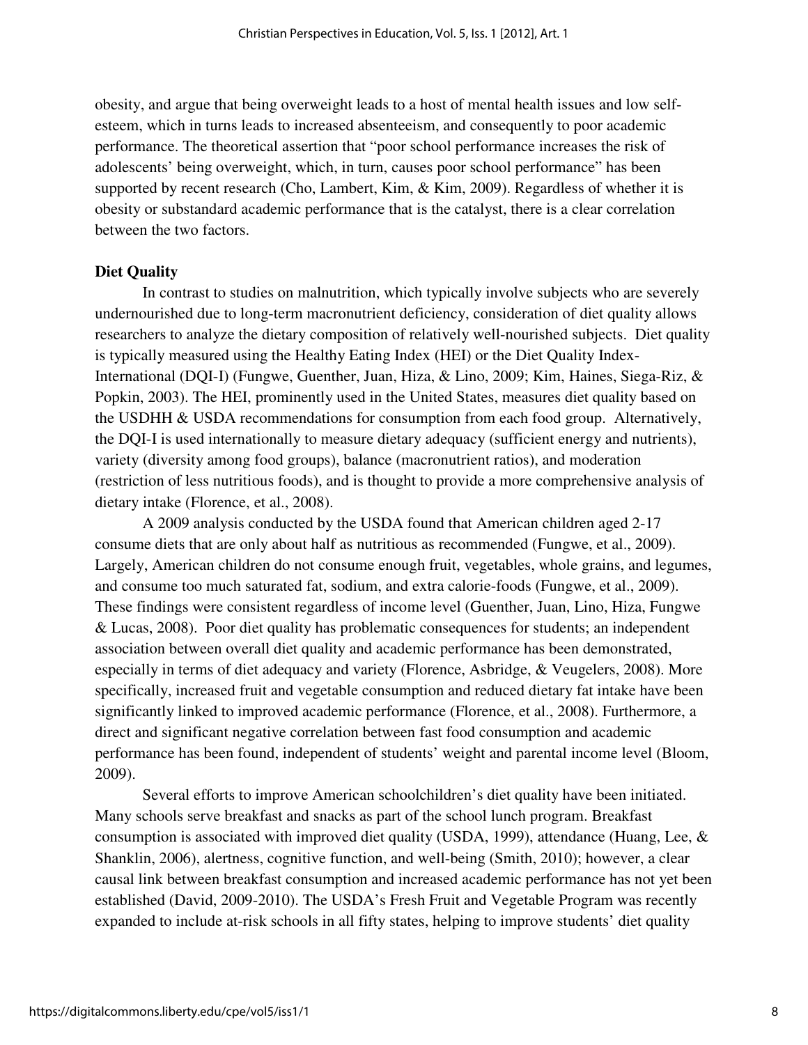obesity, and argue that being overweight leads to a host of mental health issues and low self-esteem, which in turns leads to increased absenteeism, and consequently to poor academic performance. The theoretical assertion that "poor school performance increases the risk of adolescents' being overweight, which, in turn, causes poor school performance" has been supported by recent research (Cho, Lambert, Kim, & Kim, 2009). Regardless of whether it is obesity or substandard academic performance that is the catalyst, there is a clear correlation between the two factors.

**Diet Quality**

In contrast to studies on malnutrition, which typically involve subjects who are severely undernourished due to long-term macronutrient deficiency, consideration of diet quality allows researchers to analyze the dietary composition of relatively well-nourished subjects. Diet quality is typically measured using the Healthy Eating Index (HEI) or the Diet Quality Index-International (DQI-I) (Fungwe, Guenther, Juan, Hiza, & Lino, 2009; Kim, Haines, Siega-Riz, & Popkin, 2003). The HEI, prominently used in the United States, measures diet quality based on the USDHH & USDA recommendations for consumption from each food group. Alternatively, the DQI-I is used internationally to measure dietary adequacy (sufficient energy and nutrients), variety (diversity among food groups), balance (macronutrient ratios), and moderation (restriction of less nutritious foods), and is thought to provide a more comprehensive analysis of dietary intake (Florence, et al., 2008).

A 2009 analysis conducted by the USDA found that American children aged 2-17 consume diets that are only about half as nutritious as recommended (Fungwe, et al., 2009). Largely, American children do not consume enough fruit, vegetables, whole grains, and legumes, and consume too much saturated fat, sodium, and extra calorie-foods (Fungwe, et al., 2009). These findings were consistent regardless of income level (Guenther, Juan, Lino, Hiza, Fungwe & Lucas, 2008). Poor diet quality has problematic consequences for students; an independent association between overall diet quality and academic performance has been demonstrated, especially in terms of diet adequacy and variety (Florence, Asbridge, & Veugelers, 2008). More specifically, increased fruit and vegetable consumption and reduced dietary fat intake have been significantly linked to improved academic performance (Florence, et al., 2008). Furthermore, a direct and significant negative correlation between fast food consumption and academic performance has been found, independent of students' weight and parental income level (Bloom, 2009).

Several efforts to improve American schoolchildren's diet quality have been initiated. Many schools serve breakfast and snacks as part of the school lunch program. Breakfast consumption is associated with improved diet quality (USDA, 1999), attendance (Huang, Lee, & Shanklin, 2006), alertness, cognitive function, and well-being (Smith, 2010); however, a clear causal link between breakfast consumption and increased academic performance has not yet been established (David, 2009-2010). The USDA's Fresh Fruit and Vegetable Program was recently expanded to include at-risk schools in all fifty states, helping to improve students' diet quality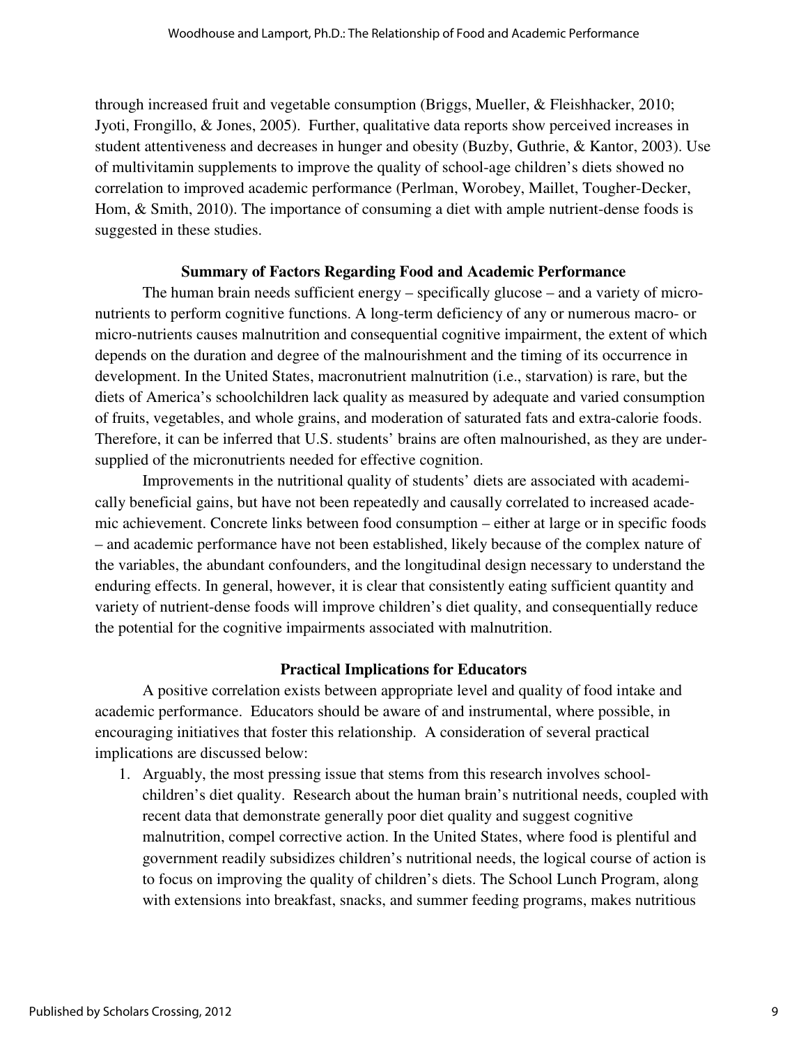through increased fruit and vegetable consumption (Briggs, Mueller, & Fleishhacker, 2010; Jyoti, Frongillo, & Jones, 2005). Further, qualitative data reports show perceived increases in student attentiveness and decreases in hunger and obesity (Buzby, Guthrie, & Kantor, 2003). Use of multivitamin supplements to improve the quality of school-age children's diets showed no correlation to improved academic performance (Perlman, Worobey, Maillet, Tougher-Decker, Hom, & Smith, 2010). The importance of consuming a diet with ample nutrient-dense foods is suggested in these studies.

## Summary of Factors Regarding Food and Academic Performance

The human brain needs sufficient energy – specifically glucose – and a variety of micro-nutrients to perform cognitive functions. A long-term deficiency of any or numerous macro- or micro-nutrients causes malnutrition and consequential cognitive impairment, the extent of which depends on the duration and degree of the malnourishment and the timing of its occurrence in development. In the United States, macronutrient malnutrition (i.e., starvation) is rare, but the diets of America's schoolchildren lack quality as measured by adequate and varied consumption of fruits, vegetables, and whole grains, and moderation of saturated fats and extra-calorie foods. Therefore, it can be inferred that U.S. students' brains are often malnourished, as they are under-supplied of the micronutrients needed for effective cognition.

Improvements in the nutritional quality of students' diets are associated with academically beneficial gains, but have not been repeatedly and causally correlated to increased academic achievement. Concrete links between food consumption – either at large or in specific foods – and academic performance have not been established, likely because of the complex nature of the variables, the abundant confounders, and the longitudinal design necessary to understand the enduring effects. In general, however, it is clear that consistently eating sufficient quantity and variety of nutrient-dense foods will improve children's diet quality, and consequentially reduce the potential for the cognitive impairments associated with malnutrition.

## Practical Implications for Educators

A positive correlation exists between appropriate level and quality of food intake and academic performance. Educators should be aware of and instrumental, where possible, in encouraging initiatives that foster this relationship. A consideration of several practical implications are discussed below:

1. Arguably, the most pressing issue that stems from this research involves schoolchildren's diet quality. Research about the human brain's nutritional needs, coupled with recent data that demonstrate generally poor diet quality and suggest cognitive malnutrition, compel corrective action. In the United States, where food is plentiful and government readily subsidizes children's nutritional needs, the logical course of action is to focus on improving the quality of children's diets. The School Lunch Program, along with extensions into breakfast, snacks, and summer feeding programs, makes nutritious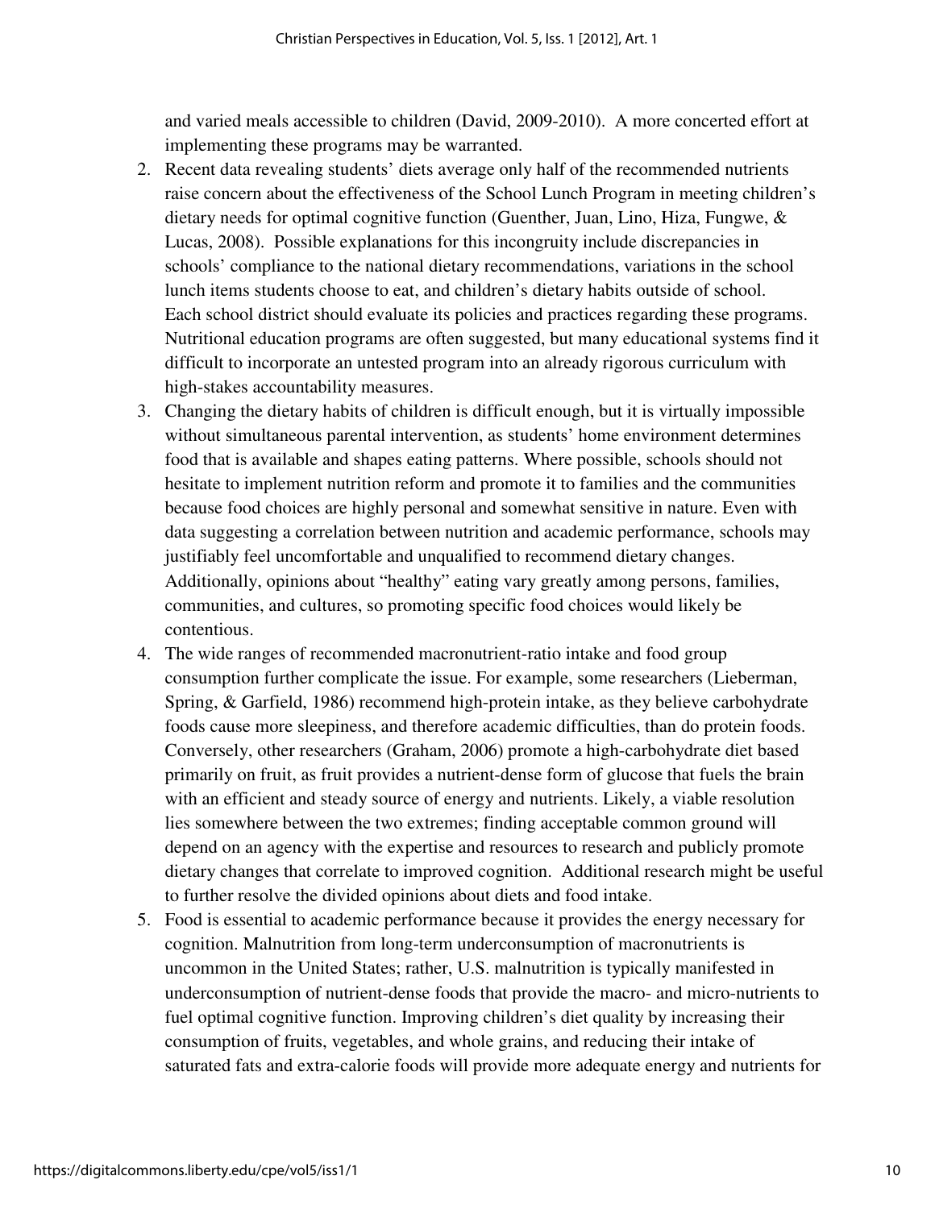and varied meals accessible to children (David, 2009-2010). A more concerted effort at implementing these programs may be warranted.

2. Recent data revealing students' diets average only half of the recommended nutrients raise concern about the effectiveness of the School Lunch Program in meeting children's dietary needs for optimal cognitive function (Guenther, Juan, Lino, Hiza, Fungwe, & Lucas, 2008). Possible explanations for this incongruity include discrepancies in schools' compliance to the national dietary recommendations, variations in the school lunch items students choose to eat, and children's dietary habits outside of school. Each school district should evaluate its policies and practices regarding these programs. Nutritional education programs are often suggested, but many educational systems find it difficult to incorporate an untested program into an already rigorous curriculum with high-stakes accountability measures.
3. Changing the dietary habits of children is difficult enough, but it is virtually impossible without simultaneous parental intervention, as students' home environment determines food that is available and shapes eating patterns. Where possible, schools should not hesitate to implement nutrition reform and promote it to families and the communities because food choices are highly personal and somewhat sensitive in nature. Even with data suggesting a correlation between nutrition and academic performance, schools may justifiably feel uncomfortable and unqualified to recommend dietary changes. Additionally, opinions about "healthy" eating vary greatly among persons, families, communities, and cultures, so promoting specific food choices would likely be contentious.
4. The wide ranges of recommended macronutrient-ratio intake and food group consumption further complicate the issue. For example, some researchers (Lieberman, Spring, & Garfield, 1986) recommend high-protein intake, as they believe carbohydrate foods cause more sleepiness, and therefore academic difficulties, than do protein foods. Conversely, other researchers (Graham, 2006) promote a high-carbohydrate diet based primarily on fruit, as fruit provides a nutrient-dense form of glucose that fuels the brain with an efficient and steady source of energy and nutrients. Likely, a viable resolution lies somewhere between the two extremes; finding acceptable common ground will depend on an agency with the expertise and resources to research and publicly promote dietary changes that correlate to improved cognition. Additional research might be useful to further resolve the divided opinions about diets and food intake.
5. Food is essential to academic performance because it provides the energy necessary for cognition. Malnutrition from long-term underconsumption of macronutrients is uncommon in the United States; rather, U.S. malnutrition is typically manifested in underconsumption of nutrient-dense foods that provide the macro- and micro-nutrients to fuel optimal cognitive function. Improving children's diet quality by increasing their consumption of fruits, vegetables, and whole grains, and reducing their intake of saturated fats and extra-calorie foods will provide more adequate energy and nutrients for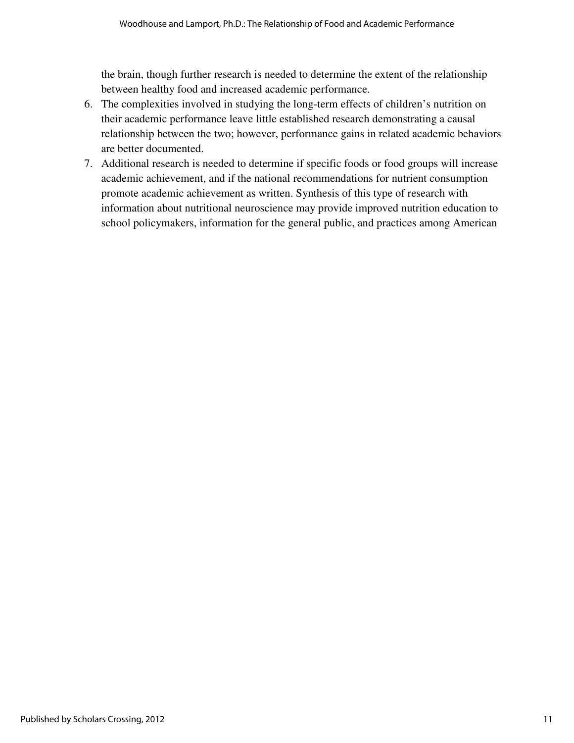the brain, though further research is needed to determine the extent of the relationship between healthy food and increased academic performance.

6. The complexities involved in studying the long-term effects of children's nutrition on their academic performance leave little established research demonstrating a causal relationship between the two; however, performance gains in related academic behaviors are better documented.
7. Additional research is needed to determine if specific foods or food groups will increase academic achievement, and if the national recommendations for nutrient consumption promote academic achievement as written. Synthesis of this type of research with information about nutritional neuroscience may provide improved nutrition education to school policymakers, information for the general public, and practices among American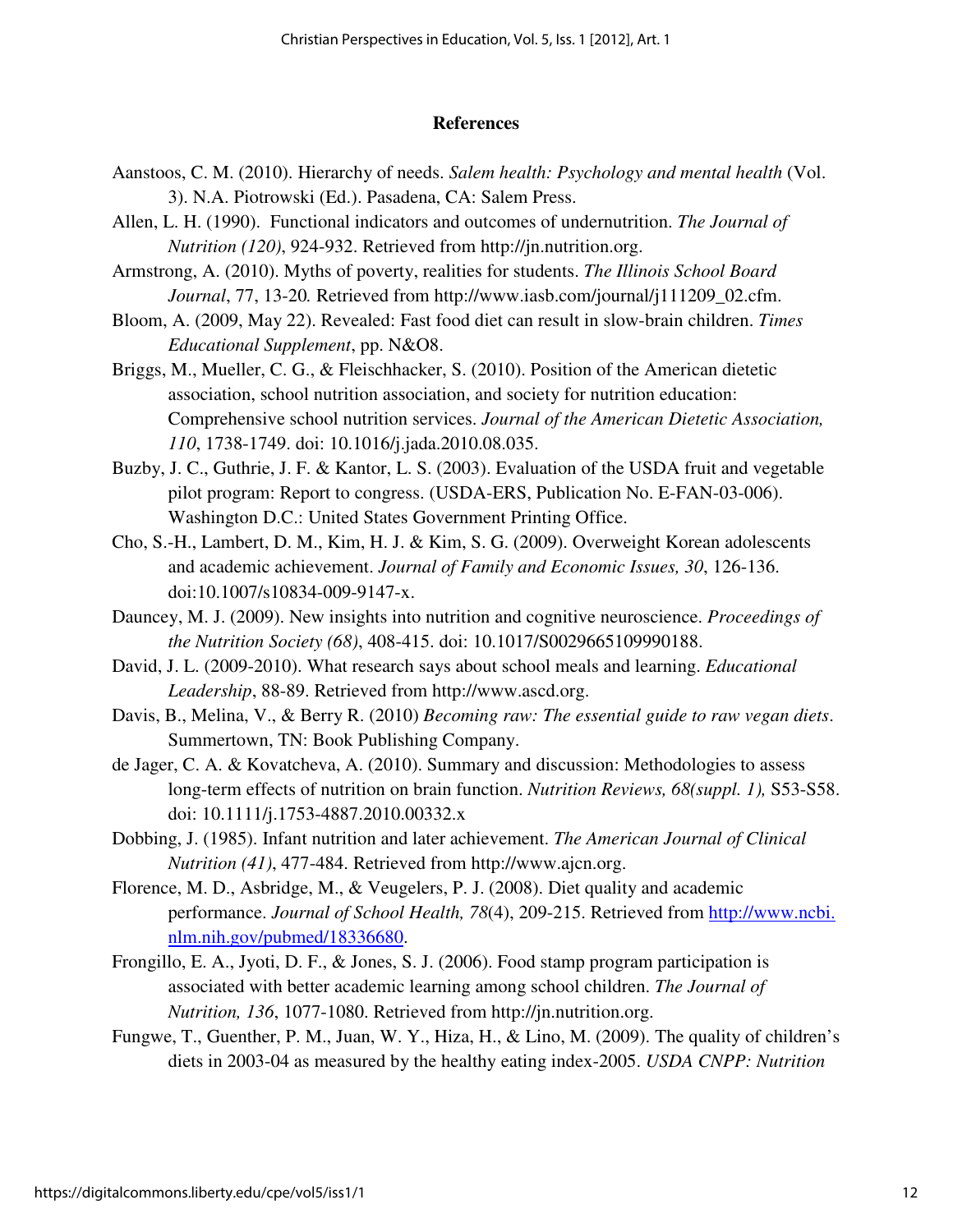## References

Aanstoos, C. M. (2010). Hierarchy of needs. *Salem health: Psychology and mental health* (Vol. 3). N.A. Piotrowski (Ed.). Pasadena, CA: Salem Press.

Allen, L. H. (1990). Functional indicators and outcomes of undernutrition. *The Journal of Nutrition (120)*, 924-932. Retrieved from http://jn.nutrition.org.

Armstrong, A. (2010). Myths of poverty, realities for students. *The Illinois School Board Journal*, 77, 13-20*.* Retrieved from http://www.iasb.com/journal/j111209_02.cfm.

Bloom, A. (2009, May 22). Revealed: Fast food diet can result in slow-brain children. *Times Educational Supplement*, pp. N&O8.

Briggs, M., Mueller, C. G., & Fleischhacker, S. (2010). Position of the American dietetic association, school nutrition association, and society for nutrition education: Comprehensive school nutrition services. *Journal of the American Dietetic Association, 110*, 1738-1749. doi: 10.1016/j.jada.2010.08.035.

Buzby, J. C., Guthrie, J. F. & Kantor, L. S. (2003). Evaluation of the USDA fruit and vegetable pilot program: Report to congress. (USDA-ERS, Publication No. E-FAN-03-006). Washington D.C.: United States Government Printing Office.

Cho, S.-H., Lambert, D. M., Kim, H. J. & Kim, S. G. (2009). Overweight Korean adolescents and academic achievement. *Journal of Family and Economic Issues, 30*, 126-136. doi:10.1007/s10834-009-9147-x.

Dauncey, M. J. (2009). New insights into nutrition and cognitive neuroscience. *Proceedings of the Nutrition Society (68)*, 408-415. doi: 10.1017/S0029665109990188.

David, J. L. (2009-2010). What research says about school meals and learning. *Educational Leadership*, 88-89. Retrieved from http://www.ascd.org.

Davis, B., Melina, V., & Berry R. (2010) *Becoming raw: The essential guide to raw vegan diets*. Summertown, TN: Book Publishing Company.

de Jager, C. A. & Kovatcheva, A. (2010). Summary and discussion: Methodologies to assess long-term effects of nutrition on brain function. *Nutrition Reviews, 68(suppl. 1),* S53-S58. doi: 10.1111/j.1753-4887.2010.00332.x

Dobbing, J. (1985). Infant nutrition and later achievement. *The American Journal of Clinical Nutrition (41)*, 477-484. Retrieved from http://www.ajcn.org.

Florence, M. D., Asbridge, M., & Veugelers, P. J. (2008). Diet quality and academic performance. *Journal of School Health, 78*(4), 209-215. Retrieved from http://www.ncbi.nlm.nih.gov/pubmed/18336680.

Frongillo, E. A., Jyoti, D. F., & Jones, S. J. (2006). Food stamp program participation is associated with better academic learning among school children. *The Journal of Nutrition, 136*, 1077-1080. Retrieved from http://jn.nutrition.org.

Fungwe, T., Guenther, P. M., Juan, W. Y., Hiza, H., & Lino, M. (2009). The quality of children's diets in 2003-04 as measured by the healthy eating index-2005. *USDA CNPP: Nutrition*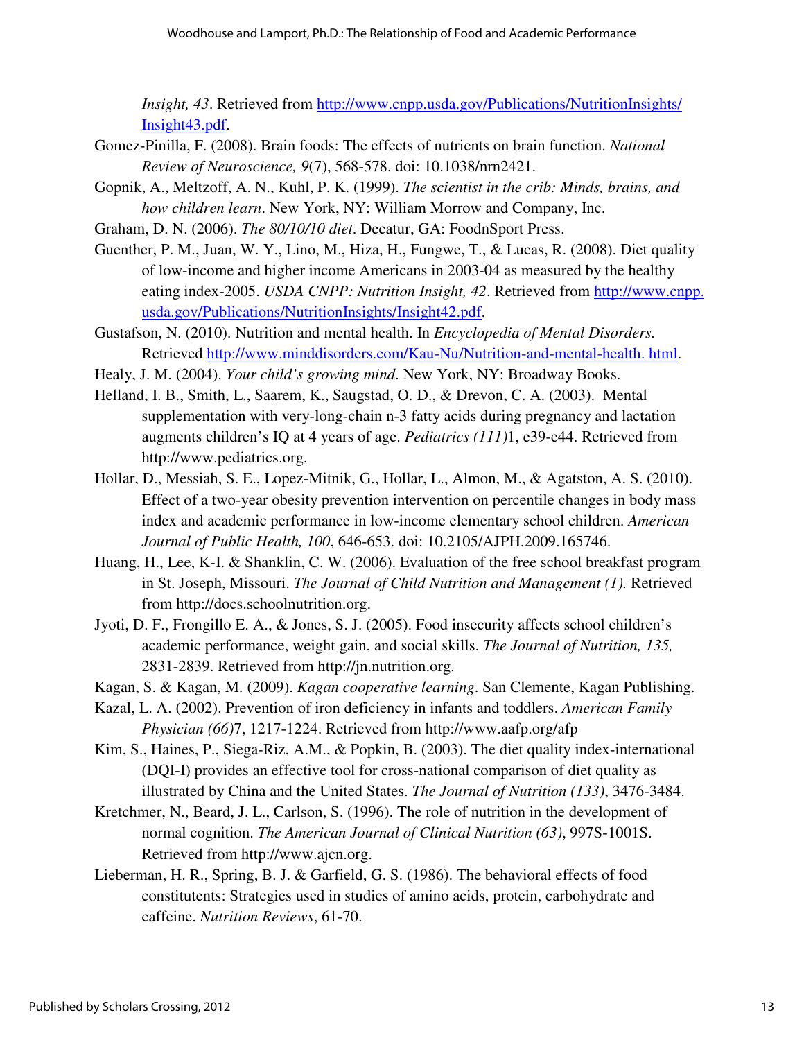*Insight, 43*. Retrieved from http://www.cnpp.usda.gov/Publications/NutritionInsights/Insight43.pdf.

Gomez-Pinilla, F. (2008). Brain foods: The effects of nutrients on brain function. *National Review of Neuroscience, 9*(7), 568-578. doi: 10.1038/nrn2421.

Gopnik, A., Meltzoff, A. N., Kuhl, P. K. (1999). *The scientist in the crib: Minds, brains, and how children learn*. New York, NY: William Morrow and Company, Inc.

Graham, D. N. (2006). *The 80/10/10 diet*. Decatur, GA: FoodnSport Press.

Guenther, P. M., Juan, W. Y., Lino, M., Hiza, H., Fungwe, T., & Lucas, R. (2008). Diet quality of low-income and higher income Americans in 2003-04 as measured by the healthy eating index-2005. *USDA CNPP: Nutrition Insight, 42*. Retrieved from http://www.cnpp.usda.gov/Publications/NutritionInsights/Insight42.pdf.

Gustafson, N. (2010). Nutrition and mental health. In *Encyclopedia of Mental Disorders.* Retrieved http://www.minddisorders.com/Kau-Nu/Nutrition-and-mental-health. html.

Healy, J. M. (2004). *Your child's growing mind*. New York, NY: Broadway Books.

Helland, I. B., Smith, L., Saarem, K., Saugstad, O. D., & Drevon, C. A. (2003). Mental supplementation with very-long-chain n-3 fatty acids during pregnancy and lactation augments children's IQ at 4 years of age. *Pediatrics (111)*1, e39-e44. Retrieved from http://www.pediatrics.org.

Hollar, D., Messiah, S. E., Lopez-Mitnik, G., Hollar, L., Almon, M., & Agatston, A. S. (2010). Effect of a two-year obesity prevention intervention on percentile changes in body mass index and academic performance in low-income elementary school children. *American Journal of Public Health, 100*, 646-653. doi: 10.2105/AJPH.2009.165746.

Huang, H., Lee, K-I. & Shanklin, C. W. (2006). Evaluation of the free school breakfast program in St. Joseph, Missouri. *The Journal of Child Nutrition and Management (1).* Retrieved from http://docs.schoolnutrition.org.

Jyoti, D. F., Frongillo E. A., & Jones, S. J. (2005). Food insecurity affects school children's academic performance, weight gain, and social skills. *The Journal of Nutrition, 135,* 2831-2839. Retrieved from http://jn.nutrition.org.

Kagan, S. & Kagan, M. (2009). *Kagan cooperative learning*. San Clemente, Kagan Publishing.

Kazal, L. A. (2002). Prevention of iron deficiency in infants and toddlers. *American Family Physician (66)*7, 1217-1224. Retrieved from http://www.aafp.org/afp

Kim, S., Haines, P., Siega-Riz, A.M., & Popkin, B. (2003). The diet quality index-international (DQI-I) provides an effective tool for cross-national comparison of diet quality as illustrated by China and the United States. *The Journal of Nutrition (133)*, 3476-3484.

Kretchmer, N., Beard, J. L., Carlson, S. (1996). The role of nutrition in the development of normal cognition. *The American Journal of Clinical Nutrition (63)*, 997S-1001S. Retrieved from http://www.ajcn.org.

Lieberman, H. R., Spring, B. J. & Garfield, G. S. (1986). The behavioral effects of food constitutents: Strategies used in studies of amino acids, protein, carbohydrate and caffeine. *Nutrition Reviews*, 61-70.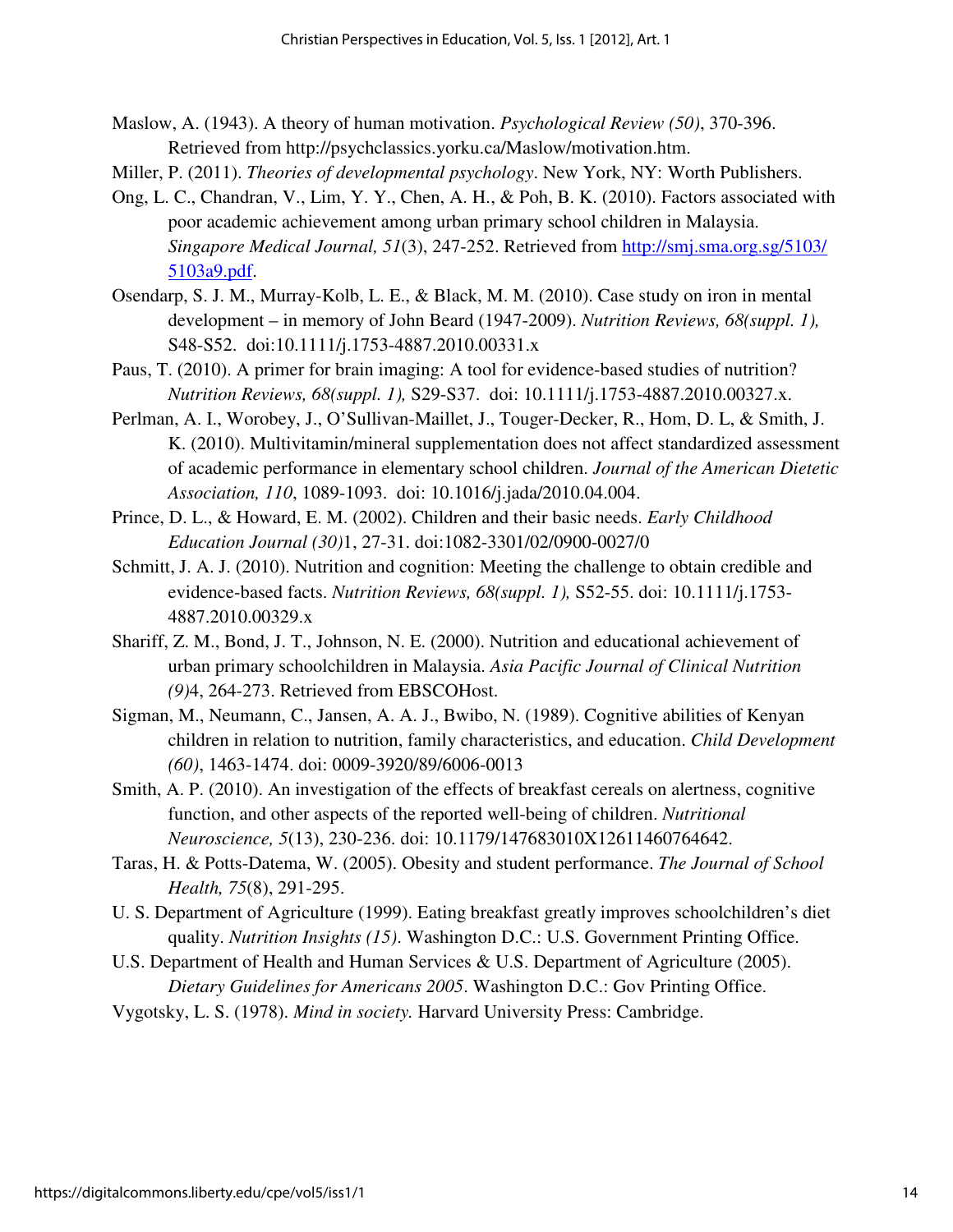Maslow, A. (1943). A theory of human motivation. *Psychological Review (50)*, 370-396. Retrieved from http://psychclassics.yorku.ca/Maslow/motivation.htm.

Miller, P. (2011). *Theories of developmental psychology*. New York, NY: Worth Publishers.

Ong, L. C., Chandran, V., Lim, Y. Y., Chen, A. H., & Poh, B. K. (2010). Factors associated with poor academic achievement among urban primary school children in Malaysia. *Singapore Medical Journal, 51*(3), 247-252. Retrieved from [http://smj.sma.org.sg/5103/5103a9.pdf](http://smj.sma.org.sg/5103/5103a9.pdf).

Osendarp, S. J. M., Murray-Kolb, L. E., & Black, M. M. (2010). Case study on iron in mental development – in memory of John Beard (1947-2009). *Nutrition Reviews, 68(suppl. 1),* S48-S52. doi:10.1111/j.1753-4887.2010.00331.x

Paus, T. (2010). A primer for brain imaging: A tool for evidence-based studies of nutrition? *Nutrition Reviews, 68(suppl. 1),* S29-S37. doi: 10.1111/j.1753-4887.2010.00327.x.

Perlman, A. I., Worobey, J., O'Sullivan-Maillet, J., Touger-Decker, R., Hom, D. L, & Smith, J. K. (2010). Multivitamin/mineral supplementation does not affect standardized assessment of academic performance in elementary school children. *Journal of the American Dietetic Association, 110*, 1089-1093. doi: 10.1016/j.jada/2010.04.004.

Prince, D. L., & Howard, E. M. (2002). Children and their basic needs. *Early Childhood Education Journal (30)*1, 27-31. doi:1082-3301/02/0900-0027/0

Schmitt, J. A. J. (2010). Nutrition and cognition: Meeting the challenge to obtain credible and evidence-based facts. *Nutrition Reviews, 68(suppl. 1),* S52-55. doi: 10.1111/j.1753-4887.2010.00329.x

Shariff, Z. M., Bond, J. T., Johnson, N. E. (2000). Nutrition and educational achievement of urban primary schoolchildren in Malaysia. *Asia Pacific Journal of Clinical Nutrition (9)*4, 264-273. Retrieved from EBSCOHost.

Sigman, M., Neumann, C., Jansen, A. A. J., Bwibo, N. (1989). Cognitive abilities of Kenyan children in relation to nutrition, family characteristics, and education. *Child Development (60)*, 1463-1474. doi: 0009-3920/89/6006-0013

Smith, A. P. (2010). An investigation of the effects of breakfast cereals on alertness, cognitive function, and other aspects of the reported well-being of children. *Nutritional Neuroscience, 5*(13), 230-236. doi: 10.1179/147683010X12611460764642.

Taras, H. & Potts-Datema, W. (2005). Obesity and student performance. *The Journal of School Health, 75*(8), 291-295.

U. S. Department of Agriculture (1999). Eating breakfast greatly improves schoolchildren's diet quality. *Nutrition Insights (15)*. Washington D.C.: U.S. Government Printing Office.

U.S. Department of Health and Human Services & U.S. Department of Agriculture (2005). *Dietary Guidelines for Americans 2005*. Washington D.C.: Gov Printing Office.

Vygotsky, L. S. (1978). *Mind in society.* Harvard University Press: Cambridge.